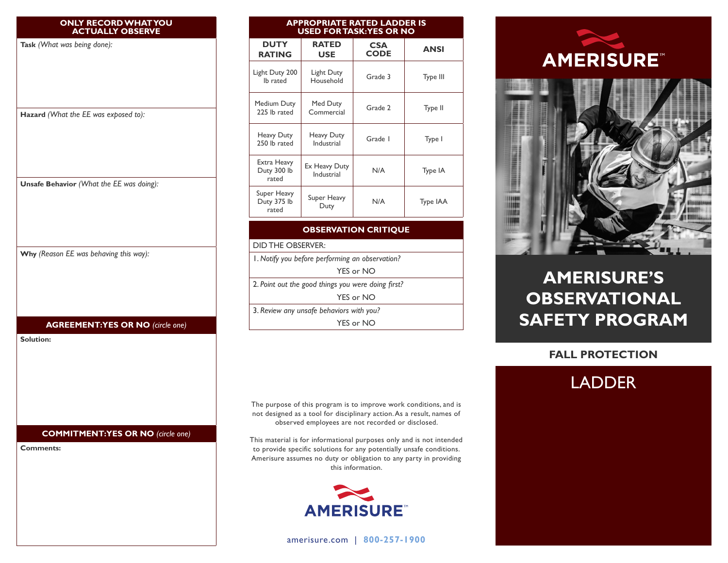## ONLY RECORD WHAT YOU ACTUALLY OBSERVE

**Task** *(What was being done):*

**Hazard** *(What the EE was exposed to):*

**Unsafe Behavior** *(What the EE was doing):*

**Why** *(Reason EE was behaving this way):*

## AGREEMENT: YES OR NO *(circle one)*

**Solution:**

## COMMITMENT: YES OR NO *(circle one)*

**Comments:**

## APPROPRIATE RATED LADDER IS USED FOR TASK: YES OR NO

| DUTY RATING | RATED USE | CSA CODE | ANSI |
|---|---|---|---|
| Light Duty 200 lb rated | Light Duty Household | Grade 3 | Type III |
| Medium Duty 225 lb rated | Med Duty Commercial | Grade 2 | Type II |
| Heavy Duty 250 lb rated | Heavy Duty Industrial | Grade 1 | Type I |
| Extra Heavy Duty 300 lb rated | Ex Heavy Duty Industrial | N/A | Type IA |
| Super Heavy Duty 375 lb rated | Super Heavy Duty | N/A | Type IAA |

## OBSERVATION CRITIQUE

DID THE OBSERVER:

1. *Notify you before performing an observation?*
   YES or NO
2. *Point out the good things you were doing first?*
   YES or NO
3. *Review any unsafe behaviors with you?*
   YES or NO

The purpose of this program is to improve work conditions, and is not designed as a tool for disciplinary action. As a result, names of observed employees are not recorded or disclosed.

This material is for informational purposes only and is not intended to provide specific solutions for any potentially unsafe conditions. Amerisure assumes no duty or obligation to any party in providing this information.

AMERISURE™

amerisure.com | 800-257-1900

AMERISURE™

# AMERISURE'S OBSERVATIONAL SAFETY PROGRAM

## FALL PROTECTION

## LADDER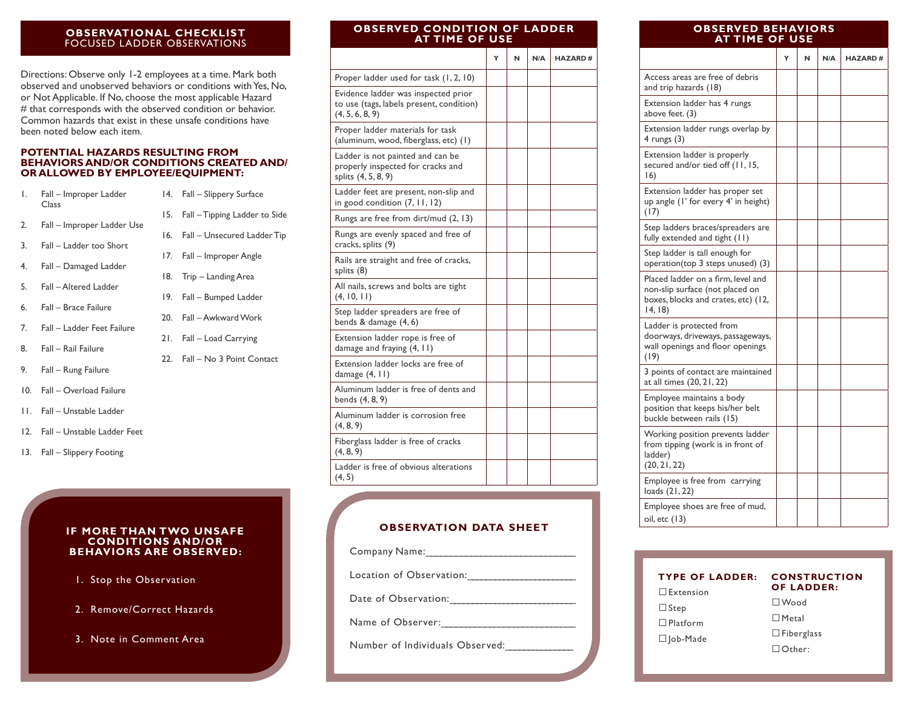## OBSERVATIONAL CHECKLIST
FOCUSED LADDER OBSERVATIONS

Directions: Observe only 1-2 employees at a time. Mark both observed and unobserved behaviors or conditions with Yes, No, or Not Applicable. If No, choose the most applicable Hazard # that corresponds with the observed condition or behavior. Common hazards that exist in these unsafe conditions have been noted below each item.

### POTENTIAL HAZARDS RESULTING FROM BEHAVIORS AND/OR CONDITIONS CREATED AND/OR ALLOWED BY EMPLOYEE/EQUIPMENT:

1. Fall – Improper Ladder Class
2. Fall – Improper Ladder Use
3. Fall – Ladder too Short
4. Fall – Damaged Ladder
5. Fall – Altered Ladder
6. Fall – Brace Failure
7. Fall – Ladder Feet Failure
8. Fall – Rail Failure
9. Fall – Rung Failure
10. Fall – Overload Failure
11. Fall – Unstable Ladder
12. Fall – Unstable Ladder Feet
13. Fall – Slippery Footing
14. Fall – Slippery Surface
15. Fall – Tipping Ladder to Side
16. Fall – Unsecured Ladder Tip
17. Fall – Improper Angle
18. Trip – Landing Area
19. Fall – Bumped Ladder
20. Fall – Awkward Work
21. Fall – Load Carrying
22. Fall – No 3 Point Contact

### IF MORE THAN TWO UNSAFE CONDITIONS AND/OR BEHAVIORS ARE OBSERVED:

1. Stop the Observation
2. Remove/Correct Hazards
3. Note in Comment Area

### OBSERVED CONDITION OF LADDER AT TIME OF USE

| | Y | N | N/A | HAZARD # |
|---|---|---|---|---|
| Proper ladder used for task (1, 2, 10) | | | | |
| Evidence ladder was inspected prior to use (tags, labels present, condition) (4, 5, 6, 8, 9) | | | | |
| Proper ladder materials for task (aluminum, wood, fiberglass, etc) (1) | | | | |
| Ladder is not painted and can be properly inspected for cracks and splits (4, 5, 8, 9) | | | | |
| Ladder feet are present, non-slip and in good condition (7, 11, 12) | | | | |
| Rungs are free from dirt/mud (2, 13) | | | | |
| Rungs are evenly spaced and free of cracks, splits (9) | | | | |
| Rails are straight and free of cracks, splits (8) | | | | |
| All nails, screws and bolts are tight (4, 10, 11) | | | | |
| Step ladder spreaders are free of bends & damage (4, 6) | | | | |
| Extension ladder rope is free of damage and fraying (4, 11) | | | | |
| Extension ladder locks are free of damage (4, 11) | | | | |
| Aluminum ladder is free of dents and bends (4, 8, 9) | | | | |
| Aluminum ladder is corrosion free (4, 8, 9) | | | | |
| Fiberglass ladder is free of cracks (4, 8, 9) | | | | |
| Ladder is free of obvious alterations (4, 5) | | | | |

### OBSERVATION DATA SHEET

Company Name:____________________________

Location of Observation:_____________________

Date of Observation:________________________

Name of Observer:__________________________

Number of Individuals Observed:_____________

### OBSERVED BEHAVIORS AT TIME OF USE

| | Y | N | N/A | HAZARD # |
|---|---|---|---|---|
| Access areas are free of debris and trip hazards (18) | | | | |
| Extension ladder has 4 rungs above feet. (3) | | | | |
| Extension ladder rungs overlap by 4 rungs (3) | | | | |
| Extension ladder is properly secured and/or tied off (11, 15, 16) | | | | |
| Extension ladder has proper set up angle (1' for every 4' in height) (17) | | | | |
| Step ladders braces/spreaders are fully extended and tight (11) | | | | |
| Step ladder is tall enough for operation(top 3 steps unused) (3) | | | | |
| Placed ladder on a firm, level and non-slip surface (not placed on boxes, blocks and crates, etc) (12, 14, 18) | | | | |
| Ladder is protected from doorways, driveways, passageways, wall openings and floor openings (19) | | | | |
| 3 points of contact are maintained at all times (20, 21, 22) | | | | |
| Employee maintains a body position that keeps his/her belt buckle between rails (15) | | | | |
| Working position prevents ladder from tipping (work is in front of ladder) (20, 21, 22) | | | | |
| Employee is free from carrying loads (21, 22) | | | | |
| Employee shoes are free of mud, oil, etc (13) | | | | |

**TYPE OF LADDER:**

- ☐ Extension
- ☐ Step
- ☐ Platform
- ☐ Job-Made

**CONSTRUCTION OF LADDER:**

- ☐ Wood
- ☐ Metal
- ☐ Fiberglass
- ☐ Other: